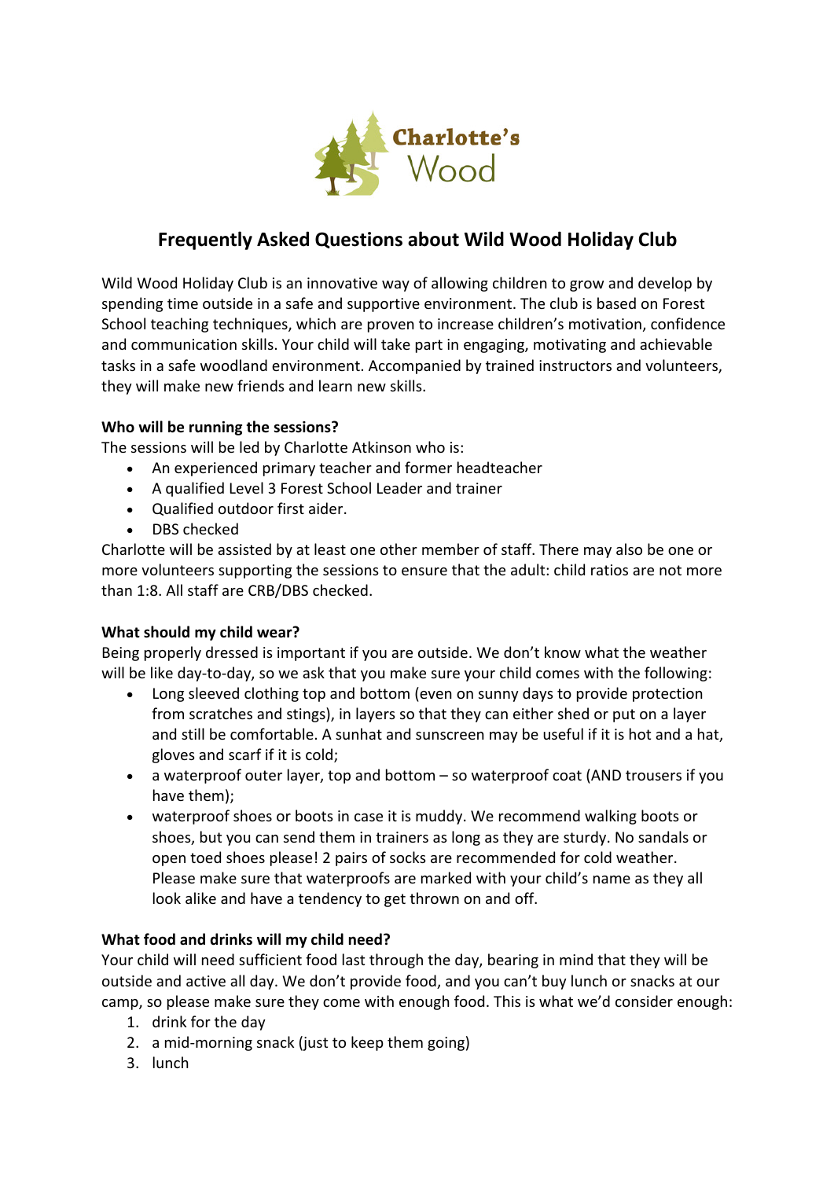Charlotte's Wood

# Frequently Asked Questions about Wild Wood Holiday Club

Wild Wood Holiday Club is an innovative way of allowing children to grow and develop by spending time outside in a safe and supportive environment. The club is based on Forest School teaching techniques, which are proven to increase children's motivation, confidence and communication skills. Your child will take part in engaging, motivating and achievable tasks in a safe woodland environment. Accompanied by trained instructors and volunteers, they will make new friends and learn new skills.

**Who will be running the sessions?**

The sessions will be led by Charlotte Atkinson who is:

- An experienced primary teacher and former headteacher
- A qualified Level 3 Forest School Leader and trainer
- Qualified outdoor first aider.
- DBS checked

Charlotte will be assisted by at least one other member of staff. There may also be one or more volunteers supporting the sessions to ensure that the adult: child ratios are not more than 1:8. All staff are CRB/DBS checked.

**What should my child wear?**

Being properly dressed is important if you are outside. We don't know what the weather will be like day-to-day, so we ask that you make sure your child comes with the following:

- Long sleeved clothing top and bottom (even on sunny days to provide protection from scratches and stings), in layers so that they can either shed or put on a layer and still be comfortable. A sunhat and sunscreen may be useful if it is hot and a hat, gloves and scarf if it is cold;
- a waterproof outer layer, top and bottom – so waterproof coat (AND trousers if you have them);
- waterproof shoes or boots in case it is muddy. We recommend walking boots or shoes, but you can send them in trainers as long as they are sturdy. No sandals or open toed shoes please! 2 pairs of socks are recommended for cold weather. Please make sure that waterproofs are marked with your child's name as they all look alike and have a tendency to get thrown on and off.

**What food and drinks will my child need?**

Your child will need sufficient food last through the day, bearing in mind that they will be outside and active all day. We don't provide food, and you can't buy lunch or snacks at our camp, so please make sure they come with enough food. This is what we'd consider enough:

1. drink for the day
2. a mid-morning snack (just to keep them going)
3. lunch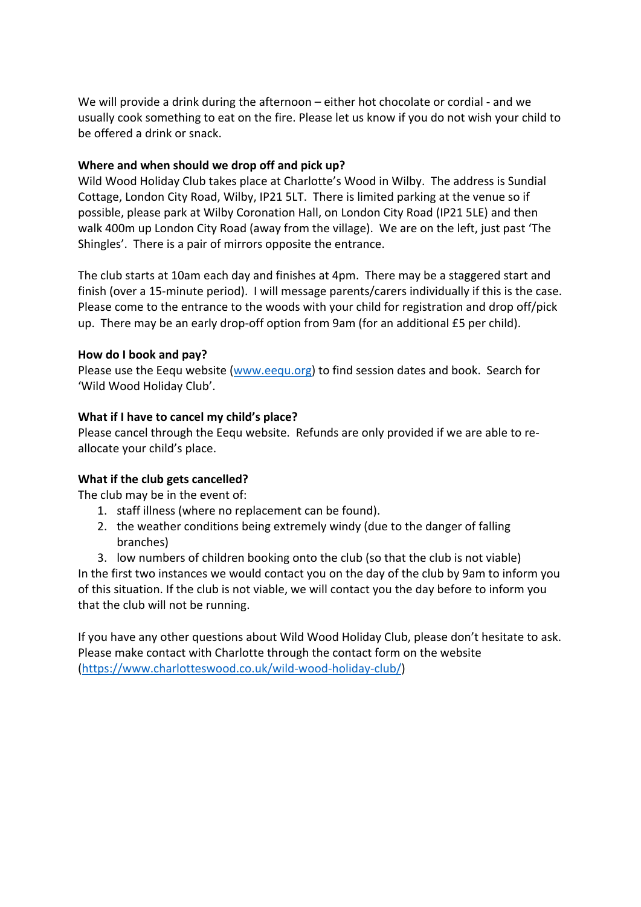We will provide a drink during the afternoon – either hot chocolate or cordial - and we usually cook something to eat on the fire. Please let us know if you do not wish your child to be offered a drink or snack.

**Where and when should we drop off and pick up?**

Wild Wood Holiday Club takes place at Charlotte's Wood in Wilby. The address is Sundial Cottage, London City Road, Wilby, IP21 5LT. There is limited parking at the venue so if possible, please park at Wilby Coronation Hall, on London City Road (IP21 5LE) and then walk 400m up London City Road (away from the village). We are on the left, just past 'The Shingles'. There is a pair of mirrors opposite the entrance.

The club starts at 10am each day and finishes at 4pm. There may be a staggered start and finish (over a 15-minute period). I will message parents/carers individually if this is the case. Please come to the entrance to the woods with your child for registration and drop off/pick up. There may be an early drop-off option from 9am (for an additional £5 per child).

**How do I book and pay?**

Please use the Eequ website ([www.eequ.org](www.eequ.org)) to find session dates and book. Search for 'Wild Wood Holiday Club'.

**What if I have to cancel my child's place?**

Please cancel through the Eequ website. Refunds are only provided if we are able to re-allocate your child's place.

**What if the club gets cancelled?**

The club may be in the event of:

1. staff illness (where no replacement can be found).
2. the weather conditions being extremely windy (due to the danger of falling branches)
3. low numbers of children booking onto the club (so that the club is not viable)

In the first two instances we would contact you on the day of the club by 9am to inform you of this situation. If the club is not viable, we will contact you the day before to inform you that the club will not be running.

If you have any other questions about Wild Wood Holiday Club, please don't hesitate to ask. Please make contact with Charlotte through the contact form on the website ([https://www.charlotteswood.co.uk/wild-wood-holiday-club/](https://www.charlotteswood.co.uk/wild-wood-holiday-club/))